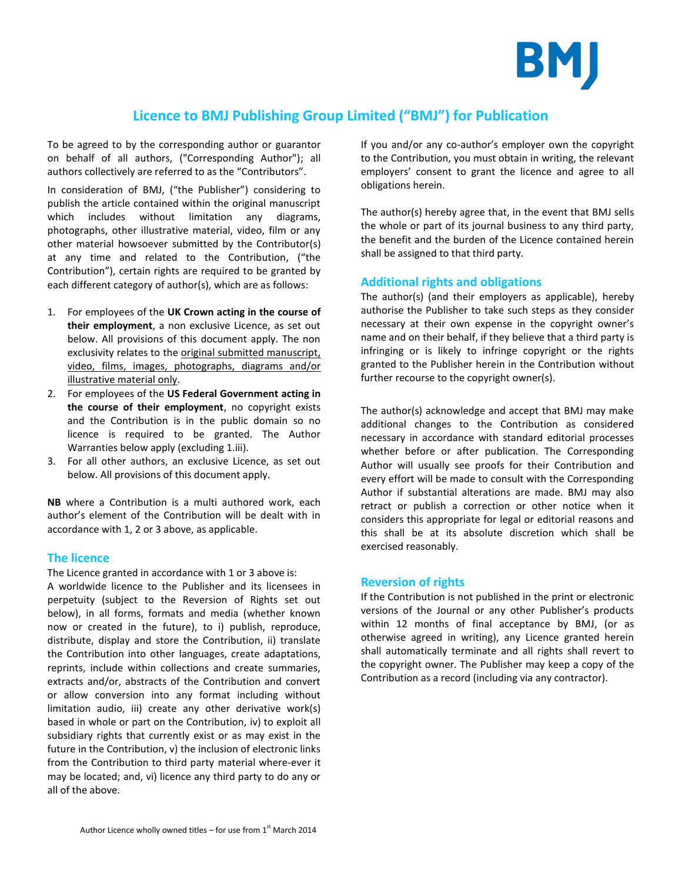# Licence to BMJ Publishing Group Limited ("BMJ") for Publication

To be agreed to by the corresponding author or guarantor on behalf of all authors, ("Corresponding Author"); all authors collectively are referred to as the "Contributors".

In consideration of BMJ, ("the Publisher") considering to publish the article contained within the original manuscript which includes without limitation any diagrams, photographs, other illustrative material, video, film or any other material howsoever submitted by the Contributor(s) at any time and related to the Contribution, ("the Contribution"), certain rights are required to be granted by each different category of author(s), which are as follows:

1. For employees of the **UK Crown acting in the course of their employment**, a non exclusive Licence, as set out below. All provisions of this document apply. The non exclusivity relates to the original submitted manuscript, video, films, images, photographs, diagrams and/or illustrative material only.
2. For employees of the **US Federal Government acting in the course of their employment**, no copyright exists and the Contribution is in the public domain so no licence is required to be granted. The Author Warranties below apply (excluding 1.iii).
3. For all other authors, an exclusive Licence, as set out below. All provisions of this document apply.

**NB** where a Contribution is a multi authored work, each author's element of the Contribution will be dealt with in accordance with 1, 2 or 3 above, as applicable.

## The licence

The Licence granted in accordance with 1 or 3 above is:

A worldwide licence to the Publisher and its licensees in perpetuity (subject to the Reversion of Rights set out below), in all forms, formats and media (whether known now or created in the future), to i) publish, reproduce, distribute, display and store the Contribution, ii) translate the Contribution into other languages, create adaptations, reprints, include within collections and create summaries, extracts and/or, abstracts of the Contribution and convert or allow conversion into any format including without limitation audio, iii) create any other derivative work(s) based in whole or part on the Contribution, iv) to exploit all subsidiary rights that currently exist or as may exist in the future in the Contribution, v) the inclusion of electronic links from the Contribution to third party material where-ever it may be located; and, vi) licence any third party to do any or all of the above.

If you and/or any co-author's employer own the copyright to the Contribution, you must obtain in writing, the relevant employers' consent to grant the licence and agree to all obligations herein.

The author(s) hereby agree that, in the event that BMJ sells the whole or part of its journal business to any third party, the benefit and the burden of the Licence contained herein shall be assigned to that third party.

## Additional rights and obligations

The author(s) (and their employers as applicable), hereby authorise the Publisher to take such steps as they consider necessary at their own expense in the copyright owner's name and on their behalf, if they believe that a third party is infringing or is likely to infringe copyright or the rights granted to the Publisher herein in the Contribution without further recourse to the copyright owner(s).

The author(s) acknowledge and accept that BMJ may make additional changes to the Contribution as considered necessary in accordance with standard editorial processes whether before or after publication. The Corresponding Author will usually see proofs for their Contribution and every effort will be made to consult with the Corresponding Author if substantial alterations are made. BMJ may also retract or publish a correction or other notice when it considers this appropriate for legal or editorial reasons and this shall be at its absolute discretion which shall be exercised reasonably.

## Reversion of rights

If the Contribution is not published in the print or electronic versions of the Journal or any other Publisher's products within 12 months of final acceptance by BMJ, (or as otherwise agreed in writing), any Licence granted herein shall automatically terminate and all rights shall revert to the copyright owner. The Publisher may keep a copy of the Contribution as a record (including via any contractor).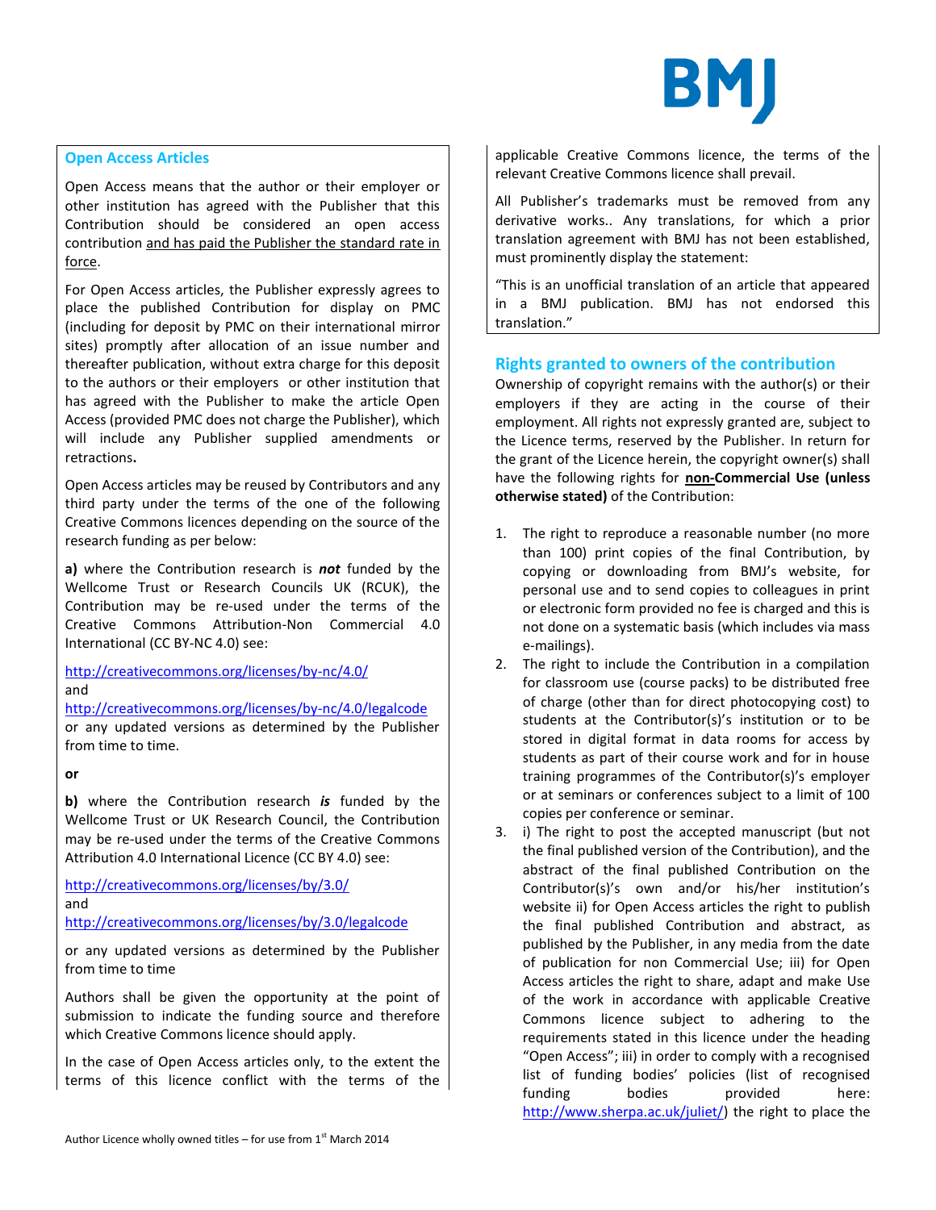## Open Access Articles

Open Access means that the author or their employer or other institution has agreed with the Publisher that this Contribution should be considered an open access contribution and has paid the Publisher the standard rate in force.

For Open Access articles, the Publisher expressly agrees to place the published Contribution for display on PMC (including for deposit by PMC on their international mirror sites) promptly after allocation of an issue number and thereafter publication, without extra charge for this deposit to the authors or their employers or other institution that has agreed with the Publisher to make the article Open Access (provided PMC does not charge the Publisher), which will include any Publisher supplied amendments or retractions**.**

Open Access articles may be reused by Contributors and any third party under the terms of the one of the following Creative Commons licences depending on the source of the research funding as per below:

**a)** where the Contribution research is ***not*** funded by the Wellcome Trust or Research Councils UK (RCUK), the Contribution may be re-used under the terms of the Creative Commons Attribution-Non Commercial 4.0 International (CC BY-NC 4.0) see:

http://creativecommons.org/licenses/by-nc/4.0/
and
http://creativecommons.org/licenses/by-nc/4.0/legalcode
or any updated versions as determined by the Publisher from time to time.

**or**

**b)** where the Contribution research ***is*** funded by the Wellcome Trust or UK Research Council, the Contribution may be re-used under the terms of the Creative Commons Attribution 4.0 International Licence (CC BY 4.0) see:

http://creativecommons.org/licenses/by/3.0/
and
http://creativecommons.org/licenses/by/3.0/legalcode

or any updated versions as determined by the Publisher from time to time

Authors shall be given the opportunity at the point of submission to indicate the funding source and therefore which Creative Commons licence should apply.

In the case of Open Access articles only, to the extent the terms of this licence conflict with the terms of the applicable Creative Commons licence, the terms of the relevant Creative Commons licence shall prevail.

All Publisher's trademarks must be removed from any derivative works.. Any translations, for which a prior translation agreement with BMJ has not been established, must prominently display the statement:

"This is an unofficial translation of an article that appeared in a BMJ publication. BMJ has not endorsed this translation."

## Rights granted to owners of the contribution

Ownership of copyright remains with the author(s) or their employers if they are acting in the course of their employment. All rights not expressly granted are, subject to the Licence terms, reserved by the Publisher. In return for the grant of the Licence herein, the copyright owner(s) shall have the following rights for **non-Commercial Use (unless otherwise stated)** of the Contribution:

1. The right to reproduce a reasonable number (no more than 100) print copies of the final Contribution, by copying or downloading from BMJ's website, for personal use and to send copies to colleagues in print or electronic form provided no fee is charged and this is not done on a systematic basis (which includes via mass e-mailings).
2. The right to include the Contribution in a compilation for classroom use (course packs) to be distributed free of charge (other than for direct photocopying cost) to students at the Contributor(s)'s institution or to be stored in digital format in data rooms for access by students as part of their course work and for in house training programmes of the Contributor(s)'s employer or at seminars or conferences subject to a limit of 100 copies per conference or seminar.
3. i) The right to post the accepted manuscript (but not the final published version of the Contribution), and the abstract of the final published Contribution on the Contributor(s)'s own and/or his/her institution's website ii) for Open Access articles the right to publish the final published Contribution and abstract, as published by the Publisher, in any media from the date of publication for non Commercial Use; iii) for Open Access articles the right to share, adapt and make Use of the work in accordance with applicable Creative Commons licence subject to adhering to the requirements stated in this licence under the heading "Open Access"; iii) in order to comply with a recognised list of funding bodies' policies (list of recognised funding bodies provided here: http://www.sherpa.ac.uk/juliet/) the right to place the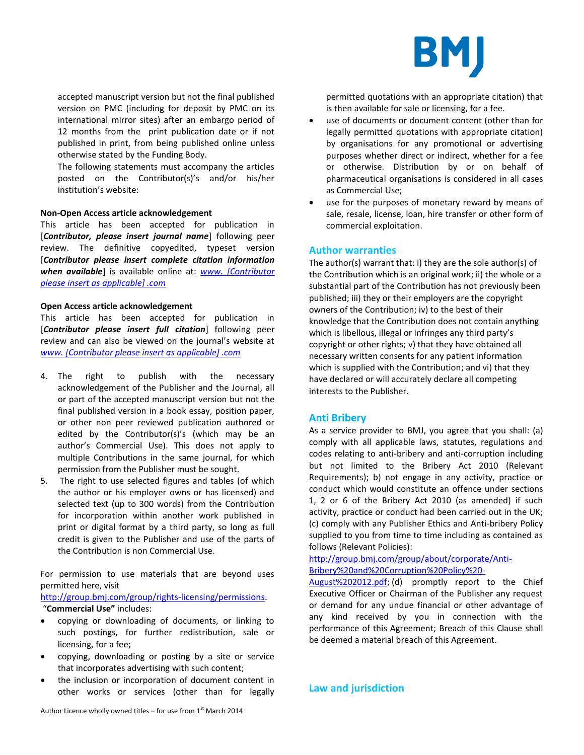accepted manuscript version but not the final published version on PMC (including for deposit by PMC on its international mirror sites) after an embargo period of 12 months from the print publication date or if not published in print, from being published online unless otherwise stated by the Funding Body.

The following statements must accompany the articles posted on the Contributor(s)'s and/or his/her institution's website:

**Non-Open Access article acknowledgement**

This article has been accepted for publication in [***Contributor, please insert journal name***] following peer review. The definitive copyedited, typeset version [***Contributor please insert complete citation information when available***] is available online at: *www. [Contributor please insert as applicable] .com*

**Open Access article acknowledgement**

This article has been accepted for publication in [***Contributor please insert full citation***] following peer review and can also be viewed on the journal's website at *www. [Contributor please insert as applicable] .com*

4. The right to publish with the necessary acknowledgement of the Publisher and the Journal, all or part of the accepted manuscript version but not the final published version in a book essay, position paper, or other non peer reviewed publication authored or edited by the Contributor(s)'s (which may be an author's Commercial Use). This does not apply to multiple Contributions in the same journal, for which permission from the Publisher must be sought.
5. The right to use selected figures and tables (of which the author or his employer owns or has licensed) and selected text (up to 300 words) from the Contribution for incorporation within another work published in print or digital format by a third party, so long as full credit is given to the Publisher and use of the parts of the Contribution is non Commercial Use.

For permission to use materials that are beyond uses permitted here, visit http://group.bmj.com/group/rights-licensing/permissions.

"**Commercial Use"** includes:

- copying or downloading of documents, or linking to such postings, for further redistribution, sale or licensing, for a fee;
- copying, downloading or posting by a site or service that incorporates advertising with such content;
- the inclusion or incorporation of document content in other works or services (other than for legally permitted quotations with an appropriate citation) that is then available for sale or licensing, for a fee.
- use of documents or document content (other than for legally permitted quotations with appropriate citation) by organisations for any promotional or advertising purposes whether direct or indirect, whether for a fee or otherwise. Distribution by or on behalf of pharmaceutical organisations is considered in all cases as Commercial Use;
- use for the purposes of monetary reward by means of sale, resale, license, loan, hire transfer or other form of commercial exploitation.

## Author warranties

The author(s) warrant that: i) they are the sole author(s) of the Contribution which is an original work; ii) the whole or a substantial part of the Contribution has not previously been published; iii) they or their employers are the copyright owners of the Contribution; iv) to the best of their knowledge that the Contribution does not contain anything which is libellous, illegal or infringes any third party's copyright or other rights; v) that they have obtained all necessary written consents for any patient information which is supplied with the Contribution; and vi) that they have declared or will accurately declare all competing interests to the Publisher.

## Anti Bribery

As a service provider to BMJ, you agree that you shall: (a) comply with all applicable laws, statutes, regulations and codes relating to anti-bribery and anti-corruption including but not limited to the Bribery Act 2010 (Relevant Requirements); b) not engage in any activity, practice or conduct which would constitute an offence under sections 1, 2 or 6 of the Bribery Act 2010 (as amended) if such activity, practice or conduct had been carried out in the UK; (c) comply with any Publisher Ethics and Anti-bribery Policy supplied to you from time to time including as contained as follows (Relevant Policies): http://group.bmj.com/group/about/corporate/Anti-Bribery%20and%20Corruption%20Policy%20-August%202012.pdf; (d) promptly report to the Chief Executive Officer or Chairman of the Publisher any request or demand for any undue financial or other advantage of any kind received by you in connection with the performance of this Agreement; Breach of this Clause shall be deemed a material breach of this Agreement.

## Law and jurisdiction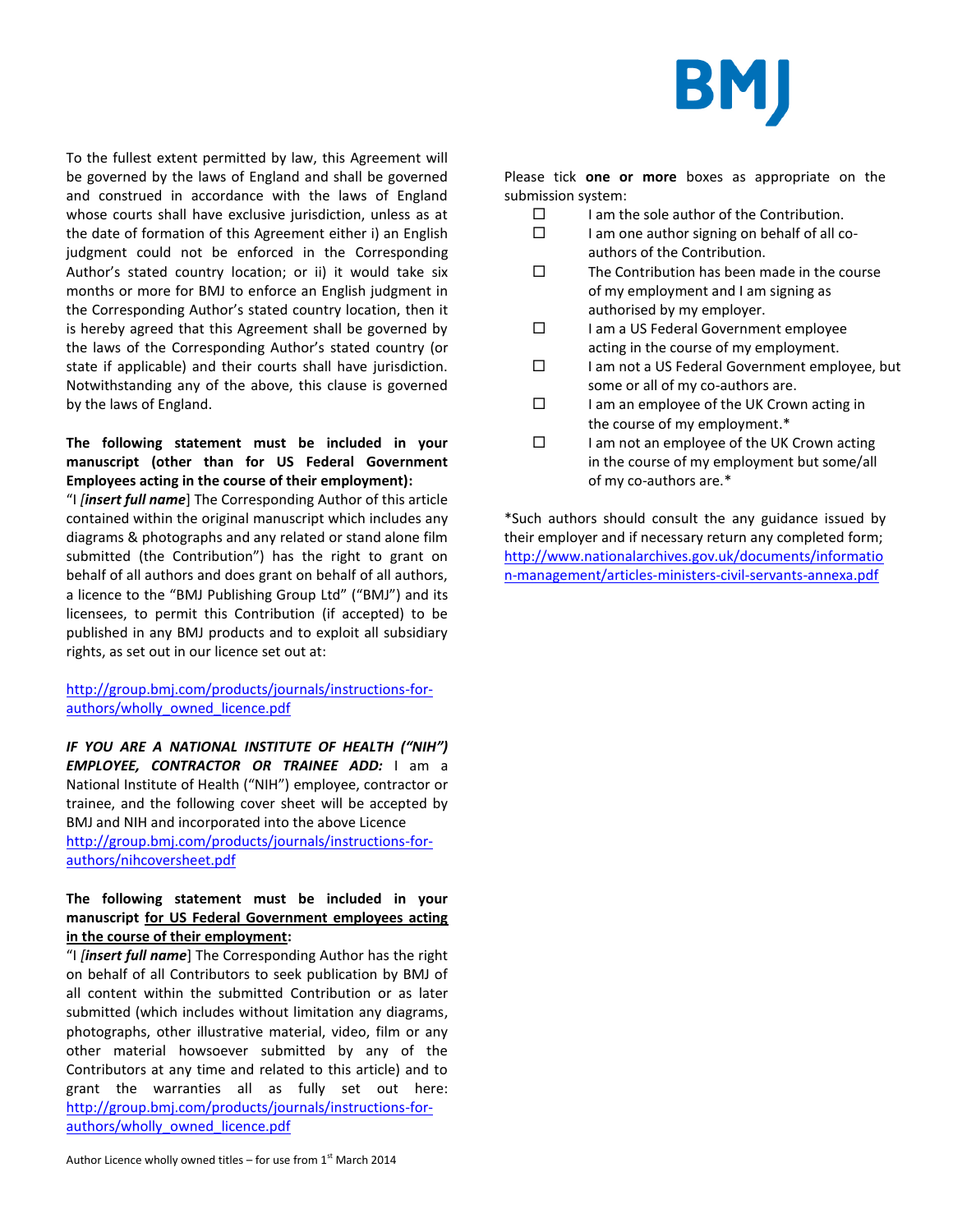BMJ

To the fullest extent permitted by law, this Agreement will be governed by the laws of England and shall be governed and construed in accordance with the laws of England whose courts shall have exclusive jurisdiction, unless as at the date of formation of this Agreement either i) an English judgment could not be enforced in the Corresponding Author's stated country location; or ii) it would take six months or more for BMJ to enforce an English judgment in the Corresponding Author's stated country location, then it is hereby agreed that this Agreement shall be governed by the laws of the Corresponding Author's stated country (or state if applicable) and their courts shall have jurisdiction. Notwithstanding any of the above, this clause is governed by the laws of England.

**The following statement must be included in your manuscript (other than for US Federal Government Employees acting in the course of their employment):**

"I [***insert full name***] The Corresponding Author of this article contained within the original manuscript which includes any diagrams & photographs and any related or stand alone film submitted (the Contribution") has the right to grant on behalf of all authors and does grant on behalf of all authors, a licence to the "BMJ Publishing Group Ltd" ("BMJ") and its licensees, to permit this Contribution (if accepted) to be published in any BMJ products and to exploit all subsidiary rights, as set out in our licence set out at:

http://group.bmj.com/products/journals/instructions-for-authors/wholly_owned_licence.pdf

***IF YOU ARE A NATIONAL INSTITUTE OF HEALTH ("NIH") EMPLOYEE, CONTRACTOR OR TRAINEE ADD:*** I am a National Institute of Health ("NIH") employee, contractor or trainee, and the following cover sheet will be accepted by BMJ and NIH and incorporated into the above Licence http://group.bmj.com/products/journals/instructions-for-authors/nihcoversheet.pdf

**The following statement must be included in your manuscript <u>for US Federal Government employees acting in the course of their employment</u>:**

"I [***insert full name***] The Corresponding Author has the right on behalf of all Contributors to seek publication by BMJ of all content within the submitted Contribution or as later submitted (which includes without limitation any diagrams, photographs, other illustrative material, video, film or any other material howsoever submitted by any of the Contributors at any time and related to this article) and to grant the warranties all as fully set out here: http://group.bmj.com/products/journals/instructions-for-authors/wholly_owned_licence.pdf

Please tick **one or more** boxes as appropriate on the submission system:

- ☐ I am the sole author of the Contribution.
- ☐ I am one author signing on behalf of all co-authors of the Contribution.
- ☐ The Contribution has been made in the course of my employment and I am signing as authorised by my employer.
- ☐ I am a US Federal Government employee acting in the course of my employment.
- ☐ I am not a US Federal Government employee, but some or all of my co-authors are.
- ☐ I am an employee of the UK Crown acting in the course of my employment.*
- ☐ I am not an employee of the UK Crown acting in the course of my employment but some/all of my co-authors are.*

*Such authors should consult the any guidance issued by their employer and if necessary return any completed form; http://www.nationalarchives.gov.uk/documents/information-management/articles-ministers-civil-servants-annexa.pdf

Author Licence wholly owned titles – for use from 1st March 2014